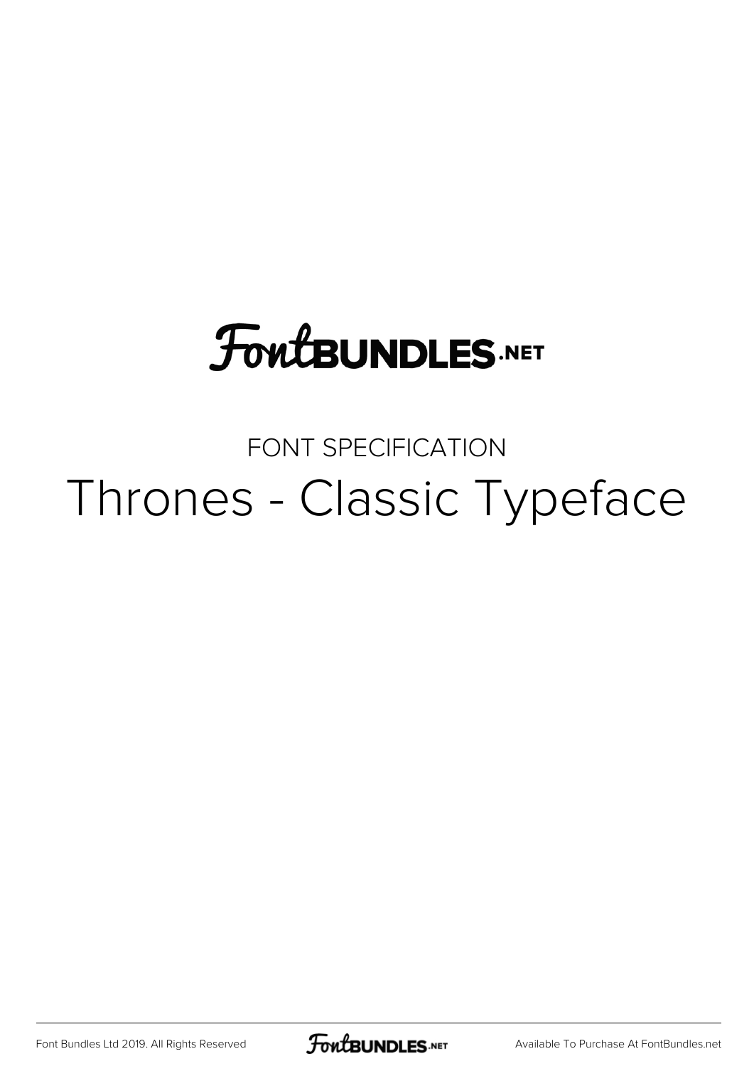FontBUNDLES.NET

FONT SPECIFICATION

# Thrones - Classic Typeface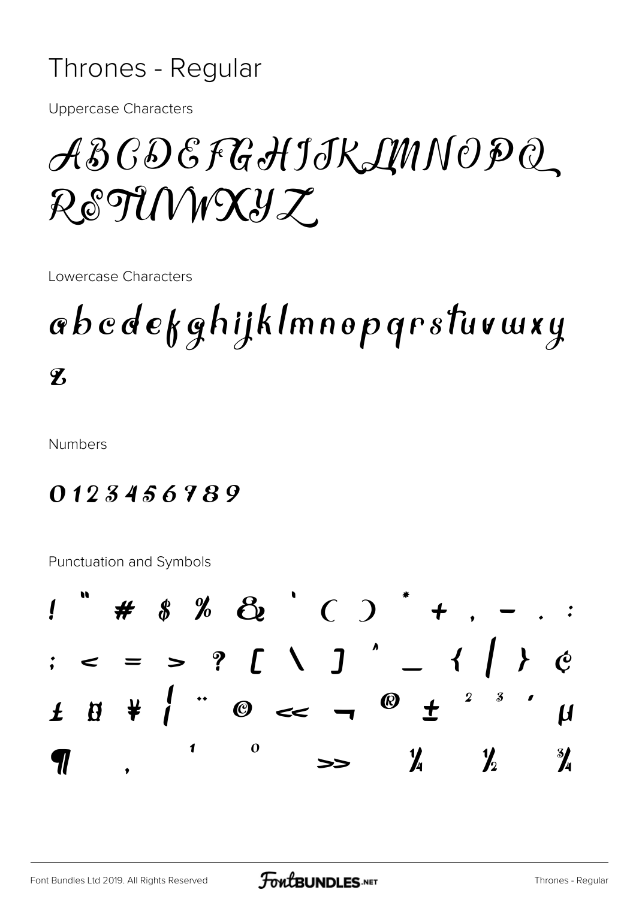# Thrones - Regular

Uppercase Characters

ABCDEFGHIJKLMNOPQ
RSTUVWXYZ

Lowercase Characters

abcdefghijklmnopqrstuvwxy
z

Numbers

0123456789

Punctuation and Symbols

! " # $ % & ' ( ) * + , - . :
; < = > ? [ \ ] ^ _ { | } ¢
£ ¤ ¥ ¦ ¨ © « ¬ ® ± ² ³ ´ µ
¶ ¸ ¹ º » ¼ ½ ¾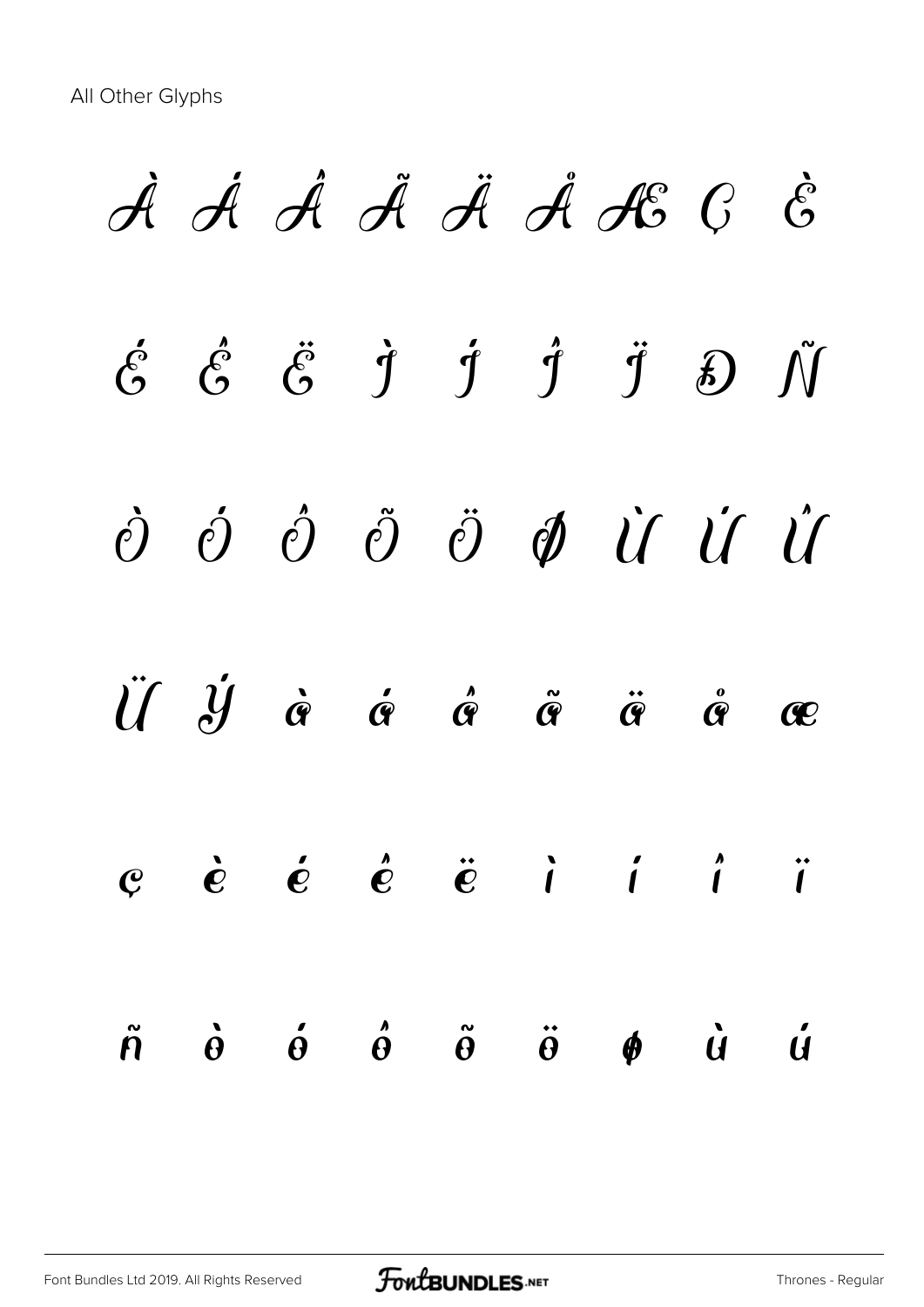All Other Glyphs

À Á Â Ã Ä Å Æ Ç È

É Ê Ë Ì Í Î Ï Ð Ñ

Ò Ó Ô Õ Ö Ø Ù Ú Û

Ü Ý à á â ã ä å æ

ç è é ê ë ì í î ï

ñ ò ó ô õ ö ø ù ú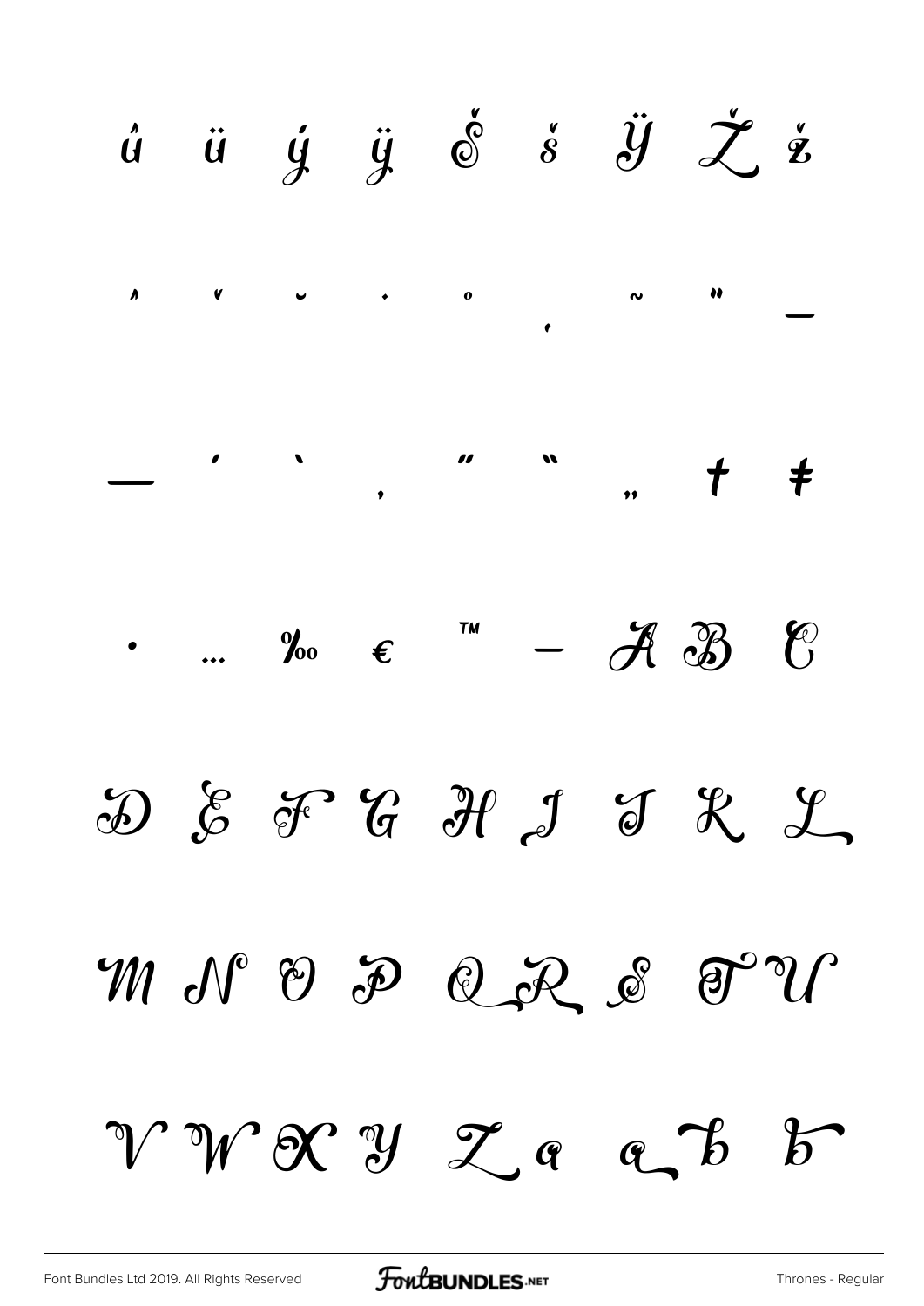û ü ý ÿ Š š Ÿ Ž ž

ˆ ˇ ˘ ˙ ˚ ˛ ˜ ˝ –

— ' ' ‚ " " „ † ‡

• … ‰ € ™ − A B C

D E F G H I J K L

M N O P Q R S T U

V W X Y Z a a b b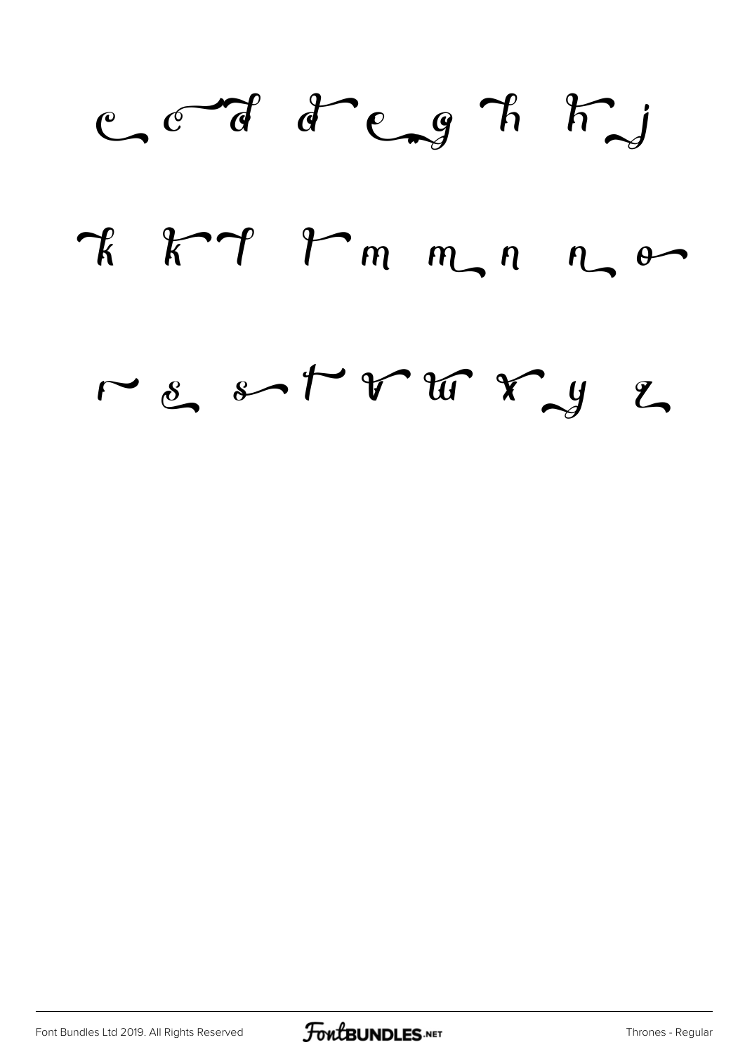c c d d e g h h j

k k l l m m n n o

r s s t v w x y z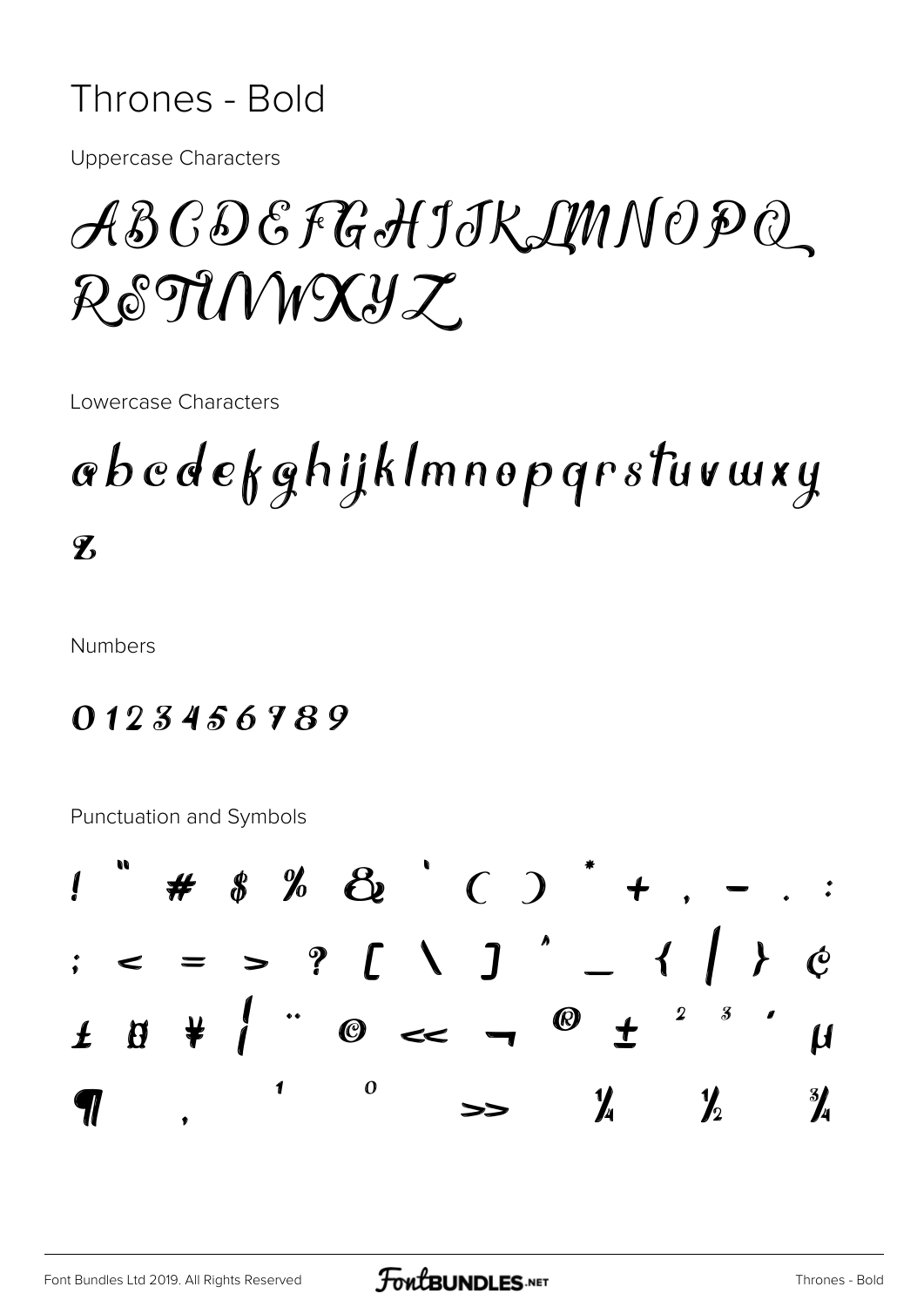# Thrones - Bold

Uppercase Characters

ABCDEFGHIJKLMNOPQ
RSTUVWXYZ

Lowercase Characters

abcdefghijklmnopqrstuvwxy
z

Numbers

0123456789

Punctuation and Symbols

! " # $ % & ' ( ) * + , - . :
; < = > ? [ \ ] ^ _ { | } ¢
£ ¤ ¥ ¦ ¨ © « ¬ ® ± ² ³ ´ µ
¶ ¸ ¹ º » ¼ ½ ¾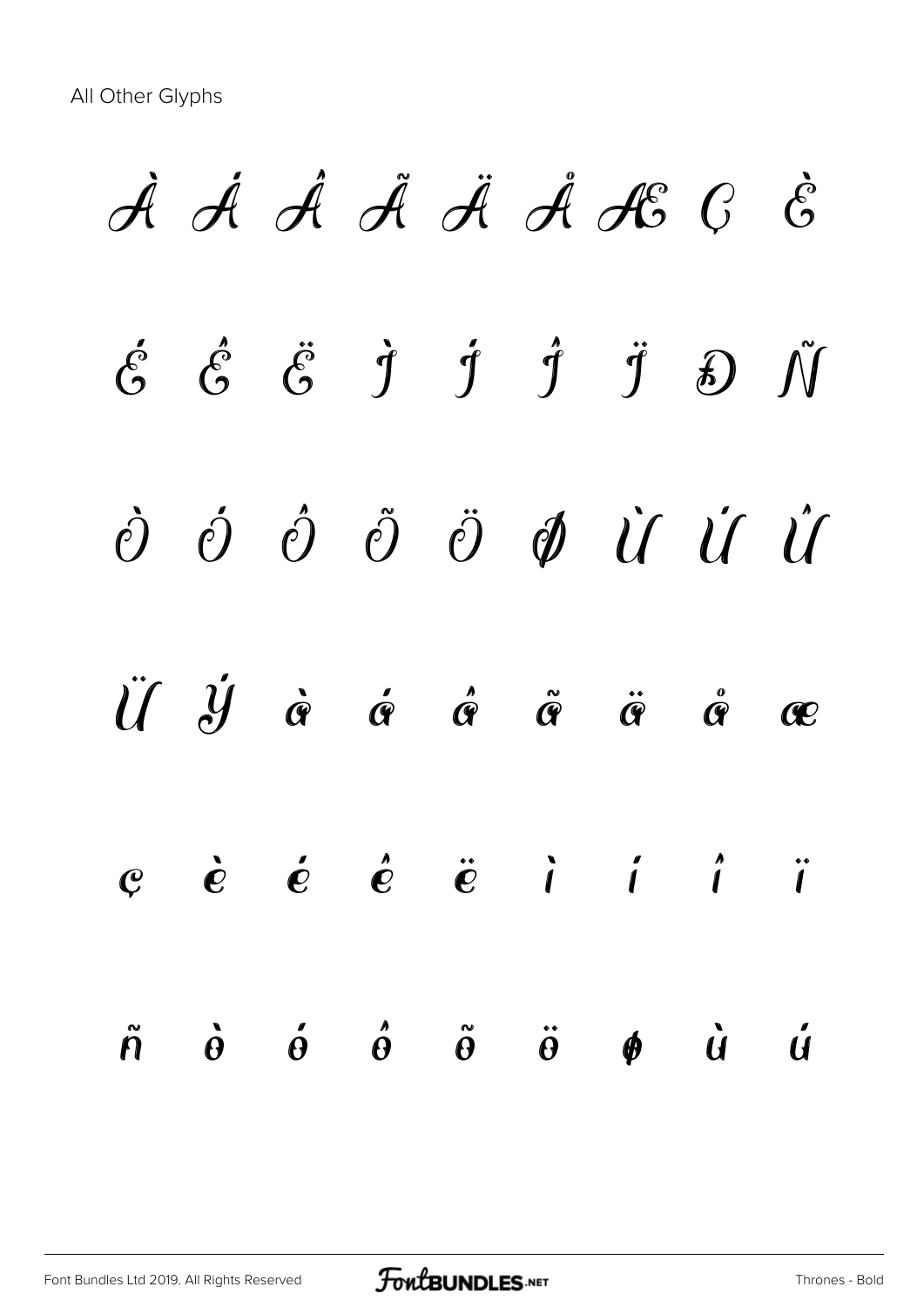All Other Glyphs

À Á Â Ã Ä Å Æ Ç È

É Ê Ë Ì Í Î Ï Ð Ñ

Ò Ó Ô Õ Ö Ø Ù Ú Û

Ü Ý à á â ã ä å æ

ç è é ê ë ì í î ï

ñ ò ó ô õ ö ø ù ú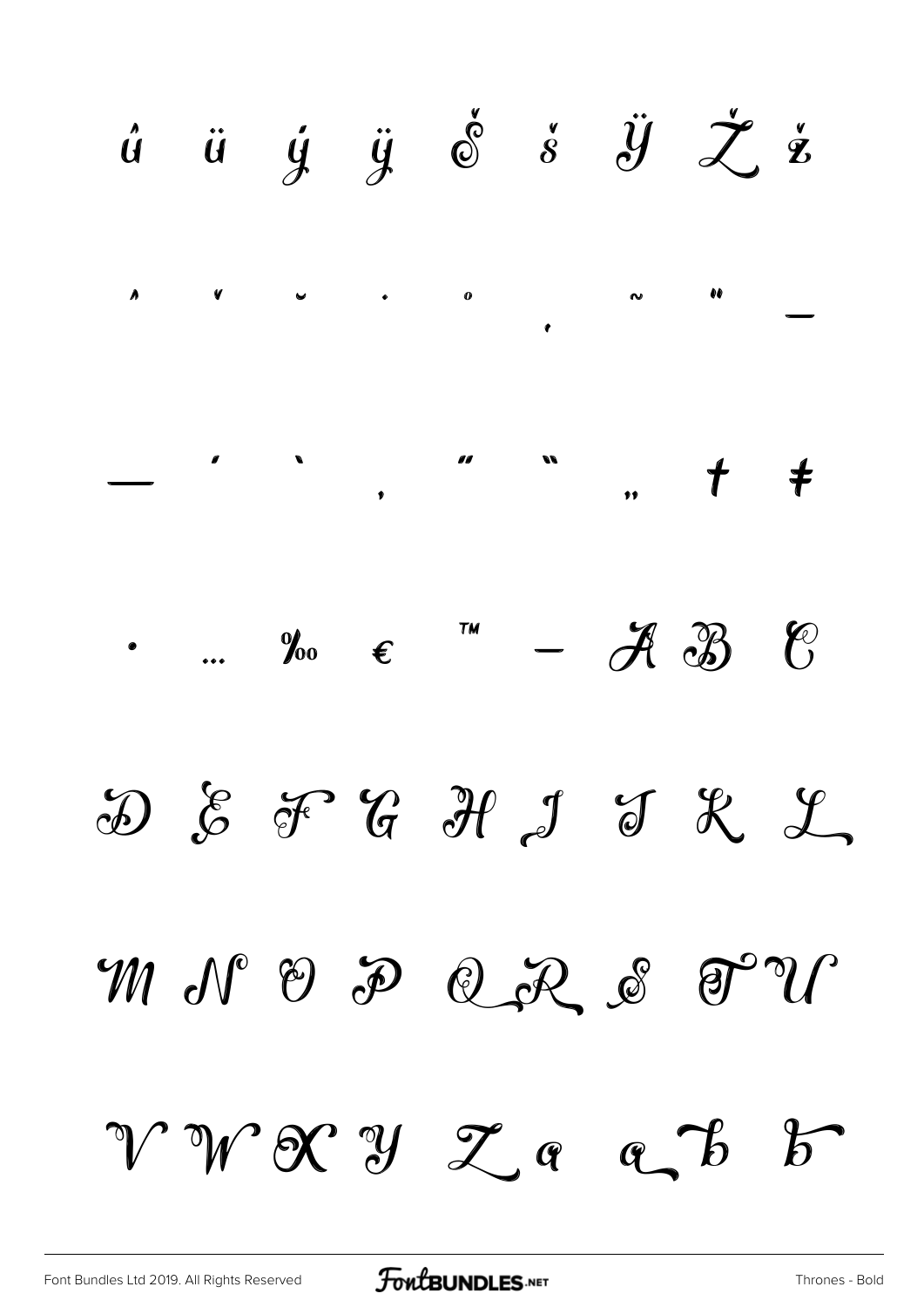û ü ý ÿ Š š Ÿ Ž ž

ˆ ˇ ˘ ˙ ˚ ˛ ˜ ˝ –

— ‘ ’ ‚ “ ” „ † ‡

• … ‰ € ™ − A B C

D E F G H I J K L

M N O P Q R S T U

V W X Y Z a a b b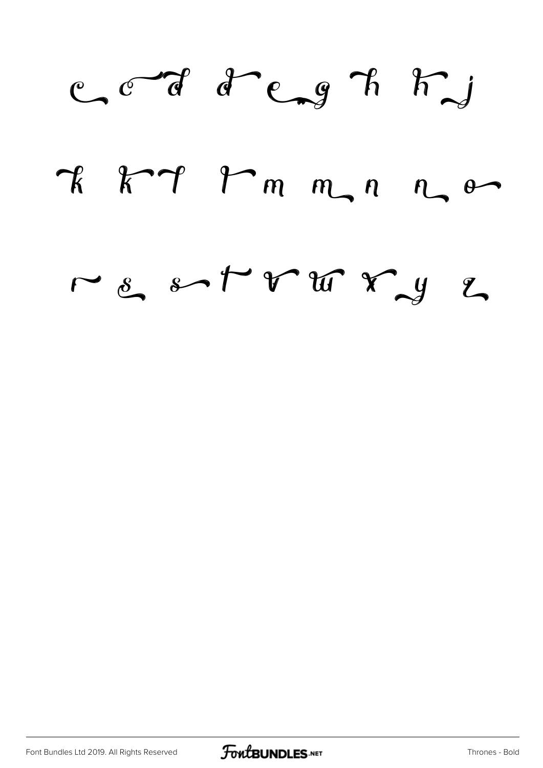c c d d e g h h j

k k l l m m n n o

r s s t v w x y z